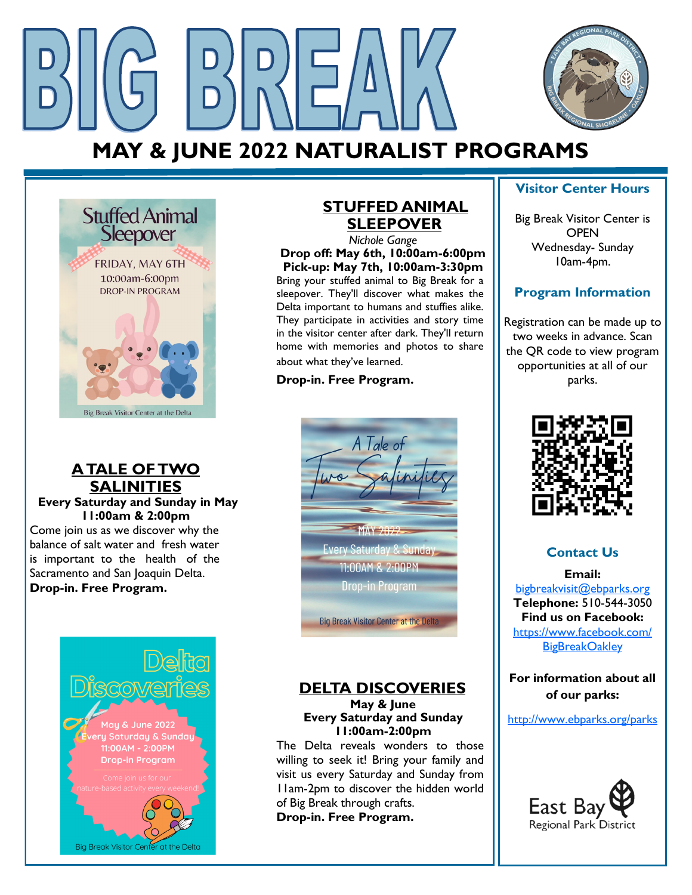# BIG BREAK

## MAY & JUNE 2022 NATURALIST PROGRAMS

Stuffed Animal Sleepover
FRIDAY, MAY 6TH
10:00am-6:00pm
DROP-IN PROGRAM
Big Break Visitor Center at the Delta

### STUFFED ANIMAL SLEEPOVER

*Nichole Gange*

**Drop off: May 6th, 10:00am-6:00pm**
**Pick-up: May 7th, 10:00am-3:30pm**

Bring your stuffed animal to Big Break for a sleepover. They'll discover what makes the Delta important to humans and stuffies alike. They participate in activities and story time in the visitor center after dark. They'll return home with memories and photos to share about what they've learned.

**Drop-in. Free Program.**

### A TALE OF TWO SALINITIES

**Every Saturday and Sunday in May**
**11:00am & 2:00pm**

Come join us as we discover why the balance of salt water and fresh water is important to the health of the Sacramento and San Joaquin Delta.

**Drop-in. Free Program.**

A Tale of Two Salinities
MAY 2022
Every Saturday & Sunday
11:00AM & 2:00PM
Drop-in Program
Big Break Visitor Center at the Delta

Delta Discoveries
May & June 2022
Every Saturday & Sunday
11:00AM - 2:00PM
Drop-in Program
Come join us for our nature-based activity every weekend!
Big Break Visitor Center at the Delta

### DELTA DISCOVERIES

**May & June**
**Every Saturday and Sunday**
**11:00am-2:00pm**

The Delta reveals wonders to those willing to seek it! Bring your family and visit us every Saturday and Sunday from 11am-2pm to discover the hidden world of Big Break through crafts.

**Drop-in. Free Program.**

### Visitor Center Hours

Big Break Visitor Center is OPEN Wednesday- Sunday 10am-4pm.

### Program Information

Registration can be made up to two weeks in advance. Scan the QR code to view program opportunities at all of our parks.

### Contact Us

**Email:**
bigbreakvisit@ebparks.org
**Telephone:** 510-544-3050
**Find us on Facebook:**
https://www.facebook.com/BigBreakOakley

**For information about all of our parks:**

http://www.ebparks.org/parks

East Bay Regional Park District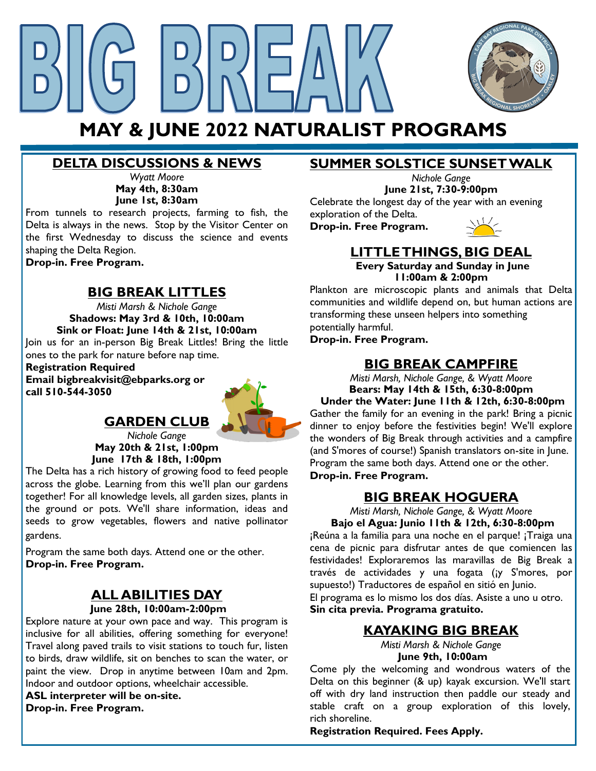# BIG BREAK

# MAY & JUNE 2022 NATURALIST PROGRAMS

## DELTA DISCUSSIONS & NEWS

*Wyatt Moore*
**May 4th, 8:30am**
**June 1st, 8:30am**

From tunnels to research projects, farming to fish, the Delta is always in the news. Stop by the Visitor Center on the first Wednesday to discuss the science and events shaping the Delta Region.

**Drop-in. Free Program.**

## BIG BREAK LITTLES

*Misti Marsh & Nichole Gange*
**Shadows: May 3rd & 10th, 10:00am**
**Sink or Float: June 14th & 21st, 10:00am**

Join us for an in-person Big Break Littles! Bring the little ones to the park for nature before nap time.

**Registration Required**
**Email bigbreakvisit@ebparks.org or call 510-544-3050**

## GARDEN CLUB

*Nichole Gange*
**May 20th & 21st, 1:00pm**
**June 17th & 18th, 1:00pm**

The Delta has a rich history of growing food to feed people across the globe. Learning from this we'll plan our gardens together! For all knowledge levels, all garden sizes, plants in the ground or pots. We'll share information, ideas and seeds to grow vegetables, flowers and native pollinator gardens.

Program the same both days. Attend one or the other.
**Drop-in. Free Program.**

## ALL ABILITIES DAY

**June 28th, 10:00am-2:00pm**

Explore nature at your own pace and way. This program is inclusive for all abilities, offering something for everyone! Travel along paved trails to visit stations to touch fur, listen to birds, draw wildlife, sit on benches to scan the water, or paint the view. Drop in anytime between 10am and 2pm. Indoor and outdoor options, wheelchair accessible.

**ASL interpreter will be on-site.**
**Drop-in. Free Program.**

## SUMMER SOLSTICE SUNSET WALK

*Nichole Gange*
**June 21st, 7:30-9:00pm**

Celebrate the longest day of the year with an evening exploration of the Delta.
**Drop-in. Free Program.**

## LITTLE THINGS, BIG DEAL

**Every Saturday and Sunday in June**
**11:00am & 2:00pm**

Plankton are microscopic plants and animals that Delta communities and wildlife depend on, but human actions are transforming these unseen helpers into something potentially harmful.
**Drop-in. Free Program.**

## BIG BREAK CAMPFIRE

*Misti Marsh, Nichole Gange, & Wyatt Moore*
**Bears: May 14th & 15th, 6:30-8:00pm**
**Under the Water: June 11th & 12th, 6:30-8:00pm**

Gather the family for an evening in the park! Bring a picnic dinner to enjoy before the festivities begin! We'll explore the wonders of Big Break through activities and a campfire (and S'mores of course!) Spanish translators on-site in June. Program the same both days. Attend one or the other.
**Drop-in. Free Program.**

## BIG BREAK HOGUERA

*Misti Marsh, Nichole Gange, & Wyatt Moore*
**Bajo el Agua: Junio 11th & 12th, 6:30-8:00pm**

¡Reúna a la familia para una noche en el parque! ¡Traiga una cena de picnic para disfrutar antes de que comiencen las festividades! Exploraremos las maravillas de Big Break a través de actividades y una fogata (¡y S'mores, por supuesto!) Traductores de español en sitió en Junio.
El programa es lo mismo los dos días. Asiste a uno u otro.
**Sin cita previa. Programa gratuito.**

## KAYAKING BIG BREAK

*Misti Marsh & Nichole Gange*
**June 9th, 10:00am**

Come ply the welcoming and wondrous waters of the Delta on this beginner (& up) kayak excursion. We'll start off with dry land instruction then paddle our steady and stable craft on a group exploration of this lovely, rich shoreline.
**Registration Required. Fees Apply.**